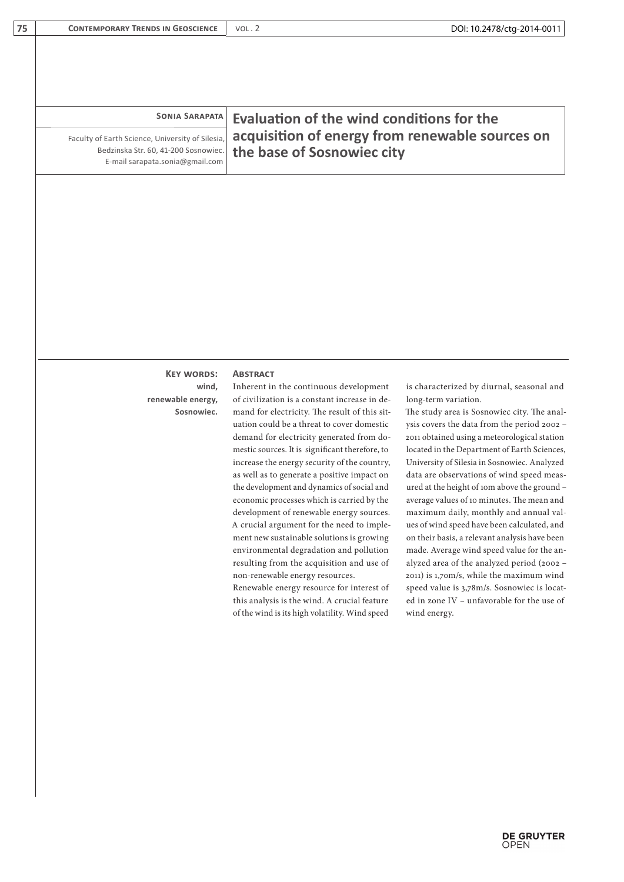**Sonia Sarapata**

Faculty of Earth Science, University of Silesia, Bedzinska Str. 60, 41-200 Sosnowiec. E-mail sarapata.sonia@gmail.com

# Evaluation of the wind conditions for the acquisition of energy from renewable sources on the base of Sosnowiec city

**Key words:** wind, renewable energy, Sosnowiec.

## Abstract

Inherent in the continuous development of civilization is a constant increase in demand for electricity. The result of this situation could be a threat to cover domestic demand for electricity generated from domestic sources. It is significant therefore, to increase the energy security of the country, as well as to generate a positive impact on the development and dynamics of social and economic processes which is carried by the development of renewable energy sources. A crucial argument for the need to implement new sustainable solutions is growing environmental degradation and pollution resulting from the acquisition and use of non-renewable energy resources.

Renewable energy resource for interest of this analysis is the wind. A crucial feature of the wind is its high volatility. Wind speed is characterized by diurnal, seasonal and long-term variation.

The study area is Sosnowiec city. The analysis covers the data from the period 2002 – 2011 obtained using a meteorological station located in the Department of Earth Sciences, University of Silesia in Sosnowiec. Analyzed data are observations of wind speed measured at the height of 10m above the ground – average values of 10 minutes. The mean and maximum daily, monthly and annual values of wind speed have been calculated, and on their basis, a relevant analysis have been made. Average wind speed value for the analyzed area of the analyzed period (2002 – 2011) is 1,70m/s, while the maximum wind speed value is 3,78m/s. Sosnowiec is located in zone IV – unfavorable for the use of wind energy.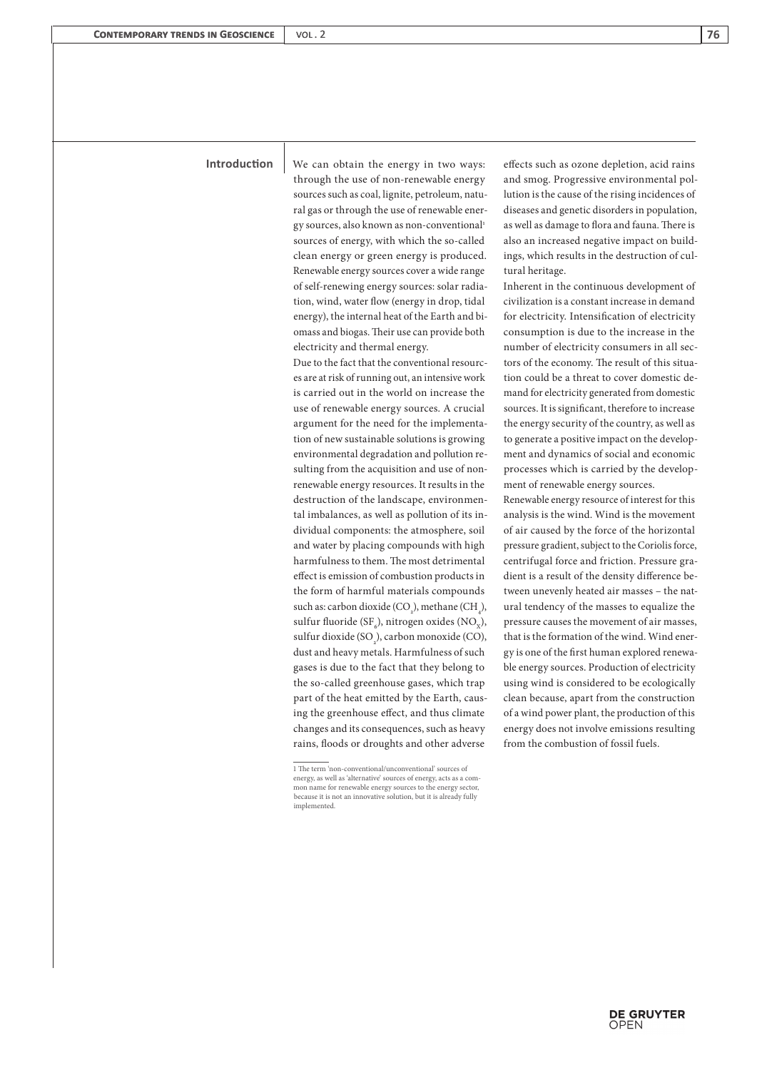## Introduction

We can obtain the energy in two ways: through the use of non-renewable energy sources such as coal, lignite, petroleum, natural gas or through the use of renewable energy sources, also known as non-conventional[1] sources of energy, with which the so-called clean energy or green energy is produced. Renewable energy sources cover a wide range of self-renewing energy sources: solar radiation, wind, water flow (energy in drop, tidal energy), the internal heat of the Earth and biomass and biogas. Their use can provide both electricity and thermal energy.

Due to the fact that the conventional resources are at risk of running out, an intensive work is carried out in the world on increase the use of renewable energy sources. A crucial argument for the need for the implementation of new sustainable solutions is growing environmental degradation and pollution resulting from the acquisition and use of non-renewable energy resources. It results in the destruction of the landscape, environmental imbalances, as well as pollution of its individual components: the atmosphere, soil and water by placing compounds with high harmfulness to them. The most detrimental effect is emission of combustion products in the form of harmful materials compounds such as: carbon dioxide ($CO_2$), methane ($CH_4$), sulfur fluoride ($SF_6$), nitrogen oxides ($NO_x$), sulfur dioxide ($SO_2$), carbon monoxide (CO), dust and heavy metals. Harmfulness of such gases is due to the fact that they belong to the so-called greenhouse gases, which trap part of the heat emitted by the Earth, causing the greenhouse effect, and thus climate changes and its consequences, such as heavy rains, floods or droughts and other adverse effects such as ozone depletion, acid rains and smog. Progressive environmental pollution is the cause of the rising incidences of diseases and genetic disorders in population, as well as damage to flora and fauna. There is also an increased negative impact on buildings, which results in the destruction of cultural heritage.

Inherent in the continuous development of civilization is a constant increase in demand for electricity. Intensification of electricity consumption is due to the increase in the number of electricity consumers in all sectors of the economy. The result of this situation could be a threat to cover domestic demand for electricity generated from domestic sources. It is significant, therefore to increase the energy security of the country, as well as to generate a positive impact on the development and dynamics of social and economic processes which is carried by the development of renewable energy sources.

Renewable energy resource of interest for this analysis is the wind. Wind is the movement of air caused by the force of the horizontal pressure gradient, subject to the Coriolis force, centrifugal force and friction. Pressure gradient is a result of the density difference between unevenly heated air masses – the natural tendency of the masses to equalize the pressure causes the movement of air masses, that is the formation of the wind. Wind energy is one of the first human explored renewable energy sources. Production of electricity using wind is considered to be ecologically clean because, apart from the construction of a wind power plant, the production of this energy does not involve emissions resulting from the combustion of fossil fuels.

---

[1] The term 'non-conventional/unconventional' sources of energy, as well as 'alternative' sources of energy, acts as a common name for renewable energy sources to the energy sector, because it is not an innovative solution, but it is already fully implemented.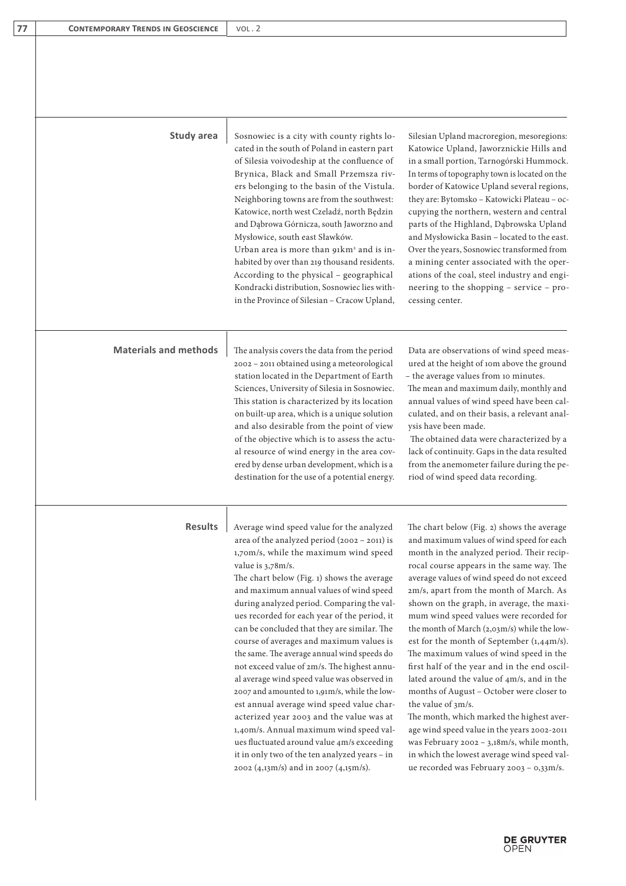## Study area

Sosnowiec is a city with county rights located in the south of Poland in eastern part of Silesia voivodeship at the confluence of Brynica, Black and Small Przemsza rivers belonging to the basin of the Vistula. Neighboring towns are from the southwest: Katowice, north west Czeladź, north Będzin and Dąbrowa Górnicza, south Jaworzno and Mysłowice, south east Sławków.
Urban area is more than 91km² and is inhabited by over than 219 thousand residents. According to the physical – geographical Kondracki distribution, Sosnowiec lies within the Province of Silesian – Cracow Upland, Silesian Upland macroregion, mesoregions: Katowice Upland, Jaworznickie Hills and in a small portion, Tarnogórski Hummock. In terms of topography town is located on the border of Katowice Upland several regions, they are: Bytomsko – Katowicki Plateau – occupying the northern, western and central parts of the Highland, Dąbrowska Upland and Mysłowicka Basin – located to the east. Over the years, Sosnowiec transformed from a mining center associated with the operations of the coal, steel industry and engineering to the shopping – service – processing center.

## Materials and methods

The analysis covers the data from the period 2002 – 2011 obtained using a meteorological station located in the Department of Earth Sciences, University of Silesia in Sosnowiec. This station is characterized by its location on built-up area, which is a unique solution and also desirable from the point of view of the objective which is to assess the actual resource of wind energy in the area covered by dense urban development, which is a destination for the use of a potential energy. Data are observations of wind speed measured at the height of 10m above the ground – the average values from 10 minutes.
The mean and maximum daily, monthly and annual values of wind speed have been calculated, and on their basis, a relevant analysis have been made.
The obtained data were characterized by a lack of continuity. Gaps in the data resulted from the anemometer failure during the period of wind speed data recording.

## Results

Average wind speed value for the analyzed area of the analyzed period (2002 – 2011) is 1,70m/s, while the maximum wind speed value is 3,78m/s.
The chart below (Fig. 1) shows the average and maximum annual values of wind speed during analyzed period. Comparing the values recorded for each year of the period, it can be concluded that they are similar. The course of averages and maximum values is the same. The average annual wind speeds do not exceed value of 2m/s. The highest annual average wind speed value was observed in 2007 and amounted to 1,91m/s, while the lowest annual average wind speed value characterized year 2003 and the value was at 1,40m/s. Annual maximum wind speed values fluctuated around value 4m/s exceeding it in only two of the ten analyzed years – in 2002 (4,13m/s) and in 2007 (4,15m/s).
The chart below (Fig. 2) shows the average and maximum values of wind speed for each month in the analyzed period. Their reciprocal course appears in the same way. The average values of wind speed do not exceed 2m/s, apart from the month of March. As shown on the graph, in average, the maximum wind speed values were recorded for the month of March (2,03m/s) while the lowest for the month of September (1,44m/s). The maximum values of wind speed in the first half of the year and in the end oscillated around the value of 4m/s, and in the months of August – October were closer to the value of 3m/s.
The month, which marked the highest average wind speed value in the years 2002-2011 was February 2002 – 3,18m/s, while month, in which the lowest average wind speed value recorded was February 2003 – 0,33m/s.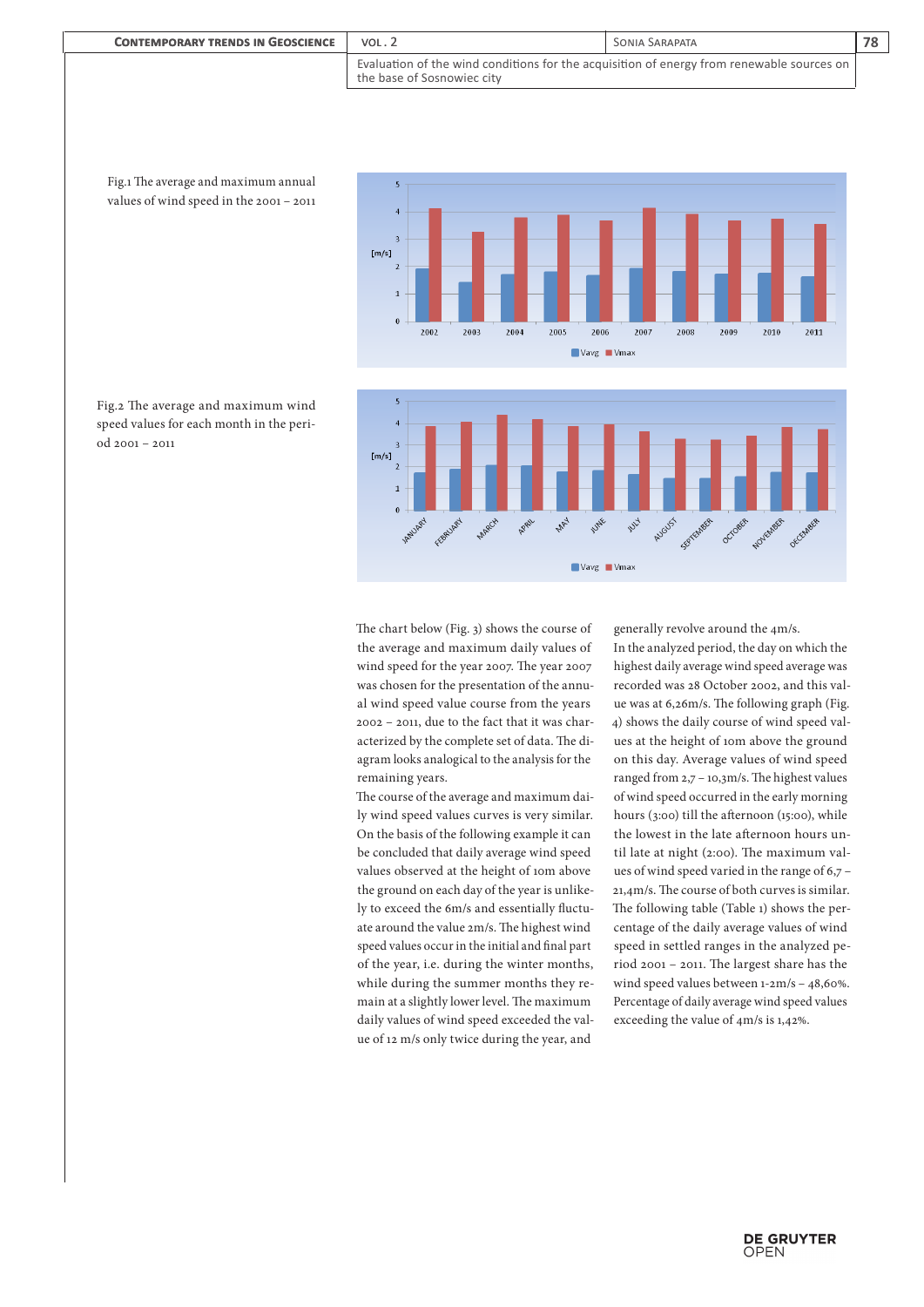Fig.1 The average and maximum annual values of wind speed in the 2001 – 2011

Fig.2 The average and maximum wind speed values for each month in the period 2001 – 2011

The chart below (Fig. 3) shows the course of the average and maximum daily values of wind speed for the year 2007. The year 2007 was chosen for the presentation of the annual wind speed value course from the years 2002 – 2011, due to the fact that it was characterized by the complete set of data. The diagram looks analogical to the analysis for the remaining years.

The course of the average and maximum daily wind speed values curves is very similar. On the basis of the following example it can be concluded that daily average wind speed values observed at the height of 10m above the ground on each day of the year is unlikely to exceed the 6m/s and essentially fluctuate around the value 2m/s. The highest wind speed values occur in the initial and final part of the year, i.e. during the winter months, while during the summer months they remain at a slightly lower level. The maximum daily values of wind speed exceeded the value of 12 m/s only twice during the year, and generally revolve around the 4m/s.

In the analyzed period, the day on which the highest daily average wind speed average was recorded was 28 October 2002, and this value was at 6,26m/s. The following graph (Fig. 4) shows the daily course of wind speed values at the height of 10m above the ground on this day. Average values of wind speed ranged from 2,7 – 10,3m/s. The highest values of wind speed occurred in the early morning hours (3:00) till the afternoon (15:00), while the lowest in the late afternoon hours until late at night (2:00). The maximum values of wind speed varied in the range of 6,7 – 21,4m/s. The course of both curves is similar.

The following table (Table 1) shows the percentage of the daily average values of wind speed in settled ranges in the analyzed period 2001 – 2011. The largest share has the wind speed values between 1-2m/s – 48,60%. Percentage of daily average wind speed values exceeding the value of 4m/s is 1,42%.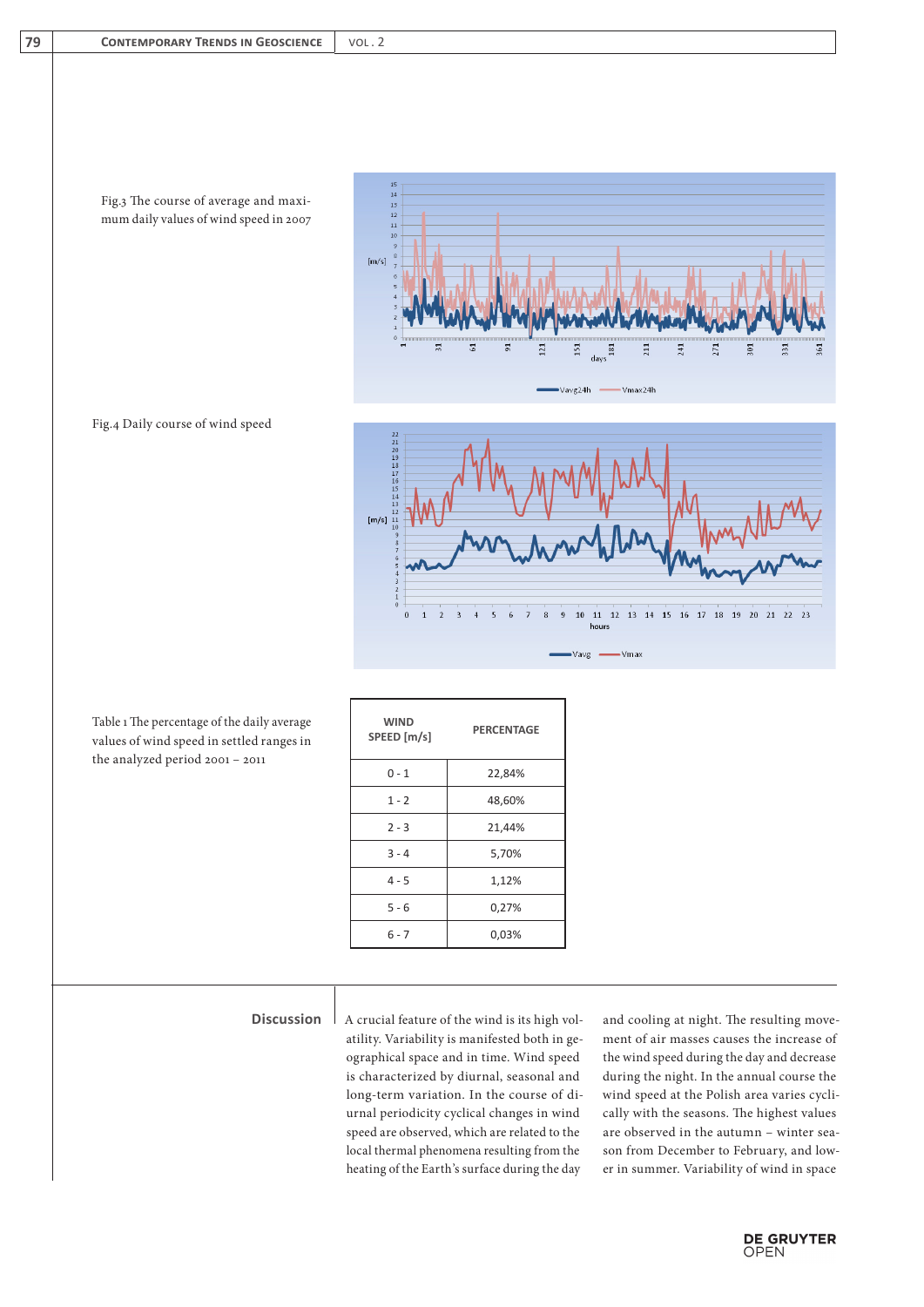Fig.3 The course of average and maximum daily values of wind speed in 2007

Fig.4 Daily course of wind speed

Table 1 The percentage of the daily average values of wind speed in settled ranges in the analyzed period 2001 – 2011

| WIND SPEED [m/s] | PERCENTAGE |
|---|---|
| 0 - 1 | 22,84% |
| 1 - 2 | 48,60% |
| 2 - 3 | 21,44% |
| 3 - 4 | 5,70% |
| 4 - 5 | 1,12% |
| 5 - 6 | 0,27% |
| 6 - 7 | 0,03% |

## Discussion

A crucial feature of the wind is its high volatility. Variability is manifested both in geographical space and in time. Wind speed is characterized by diurnal, seasonal and long-term variation. In the course of diurnal periodicity cyclical changes in wind speed are observed, which are related to the local thermal phenomena resulting from the heating of the Earth's surface during the day and cooling at night. The resulting movement of air masses causes the increase of the wind speed during the day and decrease during the night. In the annual course the wind speed at the Polish area varies cyclically with the seasons. The highest values are observed in the autumn – winter season from December to February, and lower in summer. Variability of wind in space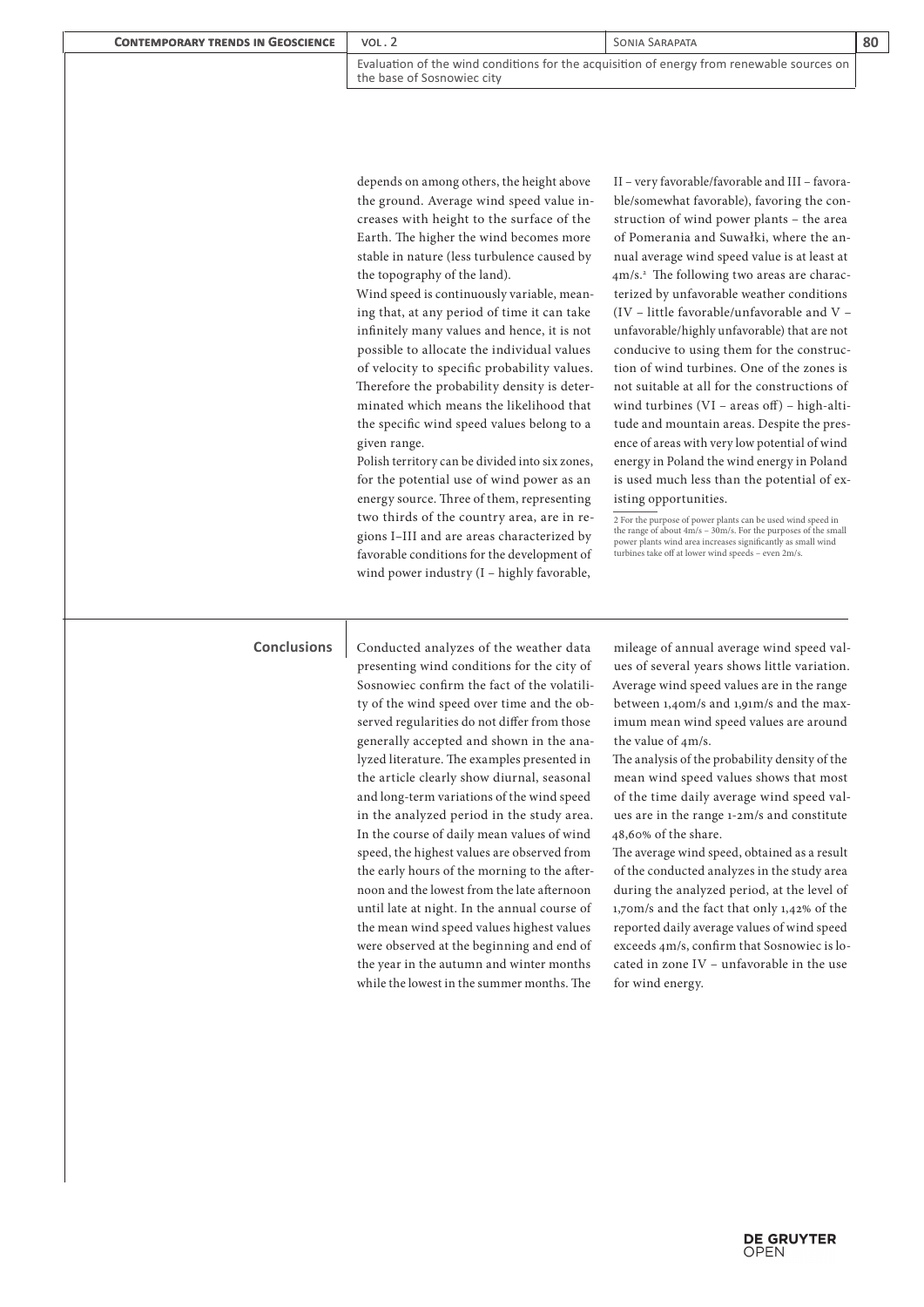depends on among others, the height above the ground. Average wind speed value increases with height to the surface of the Earth. The higher the wind becomes more stable in nature (less turbulence caused by the topography of the land).

Wind speed is continuously variable, meaning that, at any period of time it can take infinitely many values and hence, it is not possible to allocate the individual values of velocity to specific probability values. Therefore the probability density is determinated which means the likelihood that the specific wind speed values belong to a given range.

Polish territory can be divided into six zones, for the potential use of wind power as an energy source. Three of them, representing two thirds of the country area, are in regions I–III and are areas characterized by favorable conditions for the development of wind power industry (I – highly favorable, II – very favorable/favorable and III – favorable/somewhat favorable), favoring the construction of wind power plants – the area of Pomerania and Suwałki, where the annual average wind speed value is at least at 4m/s.[2] The following two areas are characterized by unfavorable weather conditions (IV – little favorable/unfavorable and V – unfavorable/highly unfavorable) that are not conducive to using them for the construction of wind turbines. One of the zones is not suitable at all for the constructions of wind turbines (VI – areas off) – high-altitude and mountain areas. Despite the presence of areas with very low potential of wind energy in Poland the wind energy in Poland is used much less than the potential of existing opportunities.

2 For the purpose of power plants can be used wind speed in the range of about 4m/s – 30m/s. For the purposes of the small power plants wind area increases significantly as small wind turbines take off at lower wind speeds – even 2m/s.

## Conclusions

Conducted analyzes of the weather data presenting wind conditions for the city of Sosnowiec confirm the fact of the volatility of the wind speed over time and the observed regularities do not differ from those generally accepted and shown in the analyzed literature. The examples presented in the article clearly show diurnal, seasonal and long-term variations of the wind speed in the analyzed period in the study area. In the course of daily mean values of wind speed, the highest values are observed from the early hours of the morning to the afternoon and the lowest from the late afternoon until late at night. In the annual course of the mean wind speed values highest values were observed at the beginning and end of the year in the autumn and winter months while the lowest in the summer months. The mileage of annual average wind speed values of several years shows little variation. Average wind speed values are in the range between 1,40m/s and 1,91m/s and the maximum mean wind speed values are around the value of 4m/s.

The analysis of the probability density of the mean wind speed values shows that most of the time daily average wind speed values are in the range 1-2m/s and constitute 48,60% of the share.

The average wind speed, obtained as a result of the conducted analyzes in the study area during the analyzed period, at the level of 1,70m/s and the fact that only 1,42% of the reported daily average values of wind speed exceeds 4m/s, confirm that Sosnowiec is located in zone IV – unfavorable in the use for wind energy.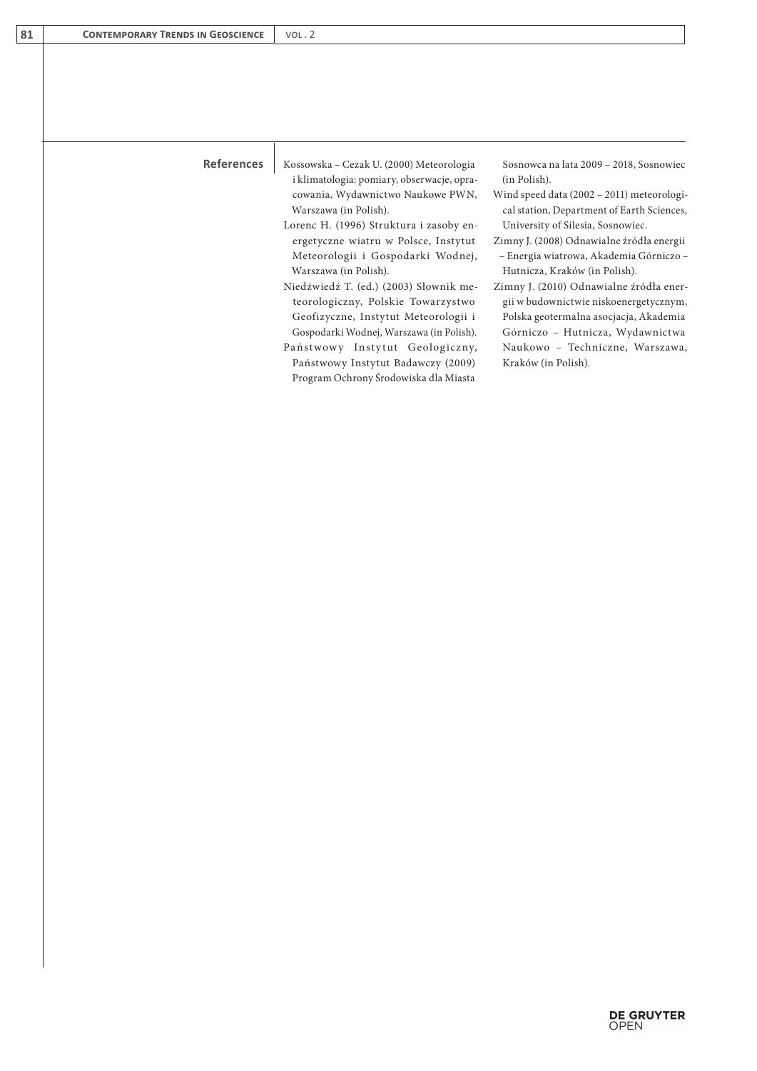## References

Kossowska – Cezak U. (2000) Meteorologia i klimatologia: pomiary, obserwacje, opracowania, Wydawnictwo Naukowe PWN, Warszawa (in Polish).

Lorenc H. (1996) Struktura i zasoby energetyczne wiatru w Polsce, Instytut Meteorologii i Gospodarki Wodnej, Warszawa (in Polish).

Niedźwiedź T. (ed.) (2003) Słownik meteorologiczny, Polskie Towarzystwo Geofizyczne, Instytut Meteorologii i Gospodarki Wodnej, Warszawa (in Polish).

Państwowy Instytut Geologiczny, Państwowy Instytut Badawczy (2009) Program Ochrony Środowiska dla Miasta Sosnowca na lata 2009 – 2018, Sosnowiec (in Polish).

Wind speed data (2002 – 2011) meteorological station, Department of Earth Sciences, University of Silesia, Sosnowiec.

Zimny J. (2008) Odnawialne źródła energii – Energia wiatrowa, Akademia Górniczo – Hutnicza, Kraków (in Polish).

Zimny J. (2010) Odnawialne źródła energii w budownictwie niskoenergetycznym, Polska geotermalna asocjacja, Akademia Górniczo – Hutnicza, Wydawnictwa Naukowo – Techniczne, Warszawa, Kraków (in Polish).